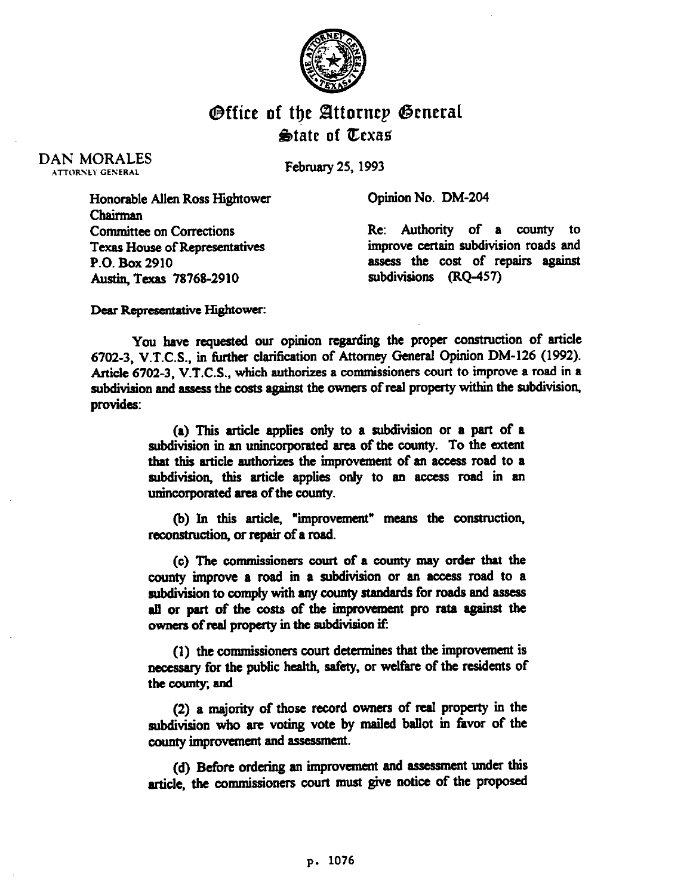# Office of the Attorney General
## State of Texas

DAN MORALES
ATTORNEY GENERAL

February 25, 1993

Honorable Allen Ross Hightower
Chairman
Committee on Corrections
Texas House of Representatives
P.O. Box 2910
Austin, Texas 78768-2910

Opinion No. DM-204

Re: Authority of a county to improve certain subdivision roads and assess the cost of repairs against subdivisions (RQ-457)

Dear Representative Hightower:

You have requested our opinion regarding the proper construction of article 6702-3, V.T.C.S., in further clarification of Attorney General Opinion DM-126 (1992). Article 6702-3, V.T.C.S., which authorizes a commissioners court to improve a road in a subdivision and assess the costs against the owners of real property within the subdivision, provides:

> (a) This article applies only to a subdivision or a part of a subdivision in an unincorporated area of the county. To the extent that this article authorizes the improvement of an access road to a subdivision, this article applies only to an access road in an unincorporated area of the county.
>
> (b) In this article, "improvement" means the construction, reconstruction, or repair of a road.
>
> (c) The commissioners court of a county may order that the county improve a road in a subdivision or an access road to a subdivision to comply with any county standards for roads and assess all or part of the costs of the improvement pro rata against the owners of real property in the subdivision if:
>
> (1) the commissioners court determines that the improvement is necessary for the public health, safety, or welfare of the residents of the county; and
>
> (2) a majority of those record owners of real property in the subdivision who are voting vote by mailed ballot in favor of the county improvement and assessment.
>
> (d) Before ordering an improvement and assessment under this article, the commissioners court must give notice of the proposed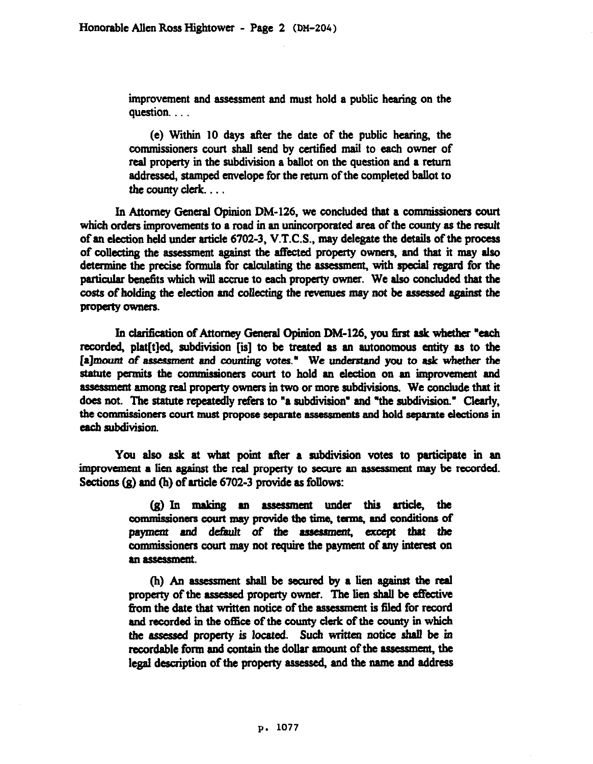> improvement and assessment and must hold a public hearing on the question. . . .
>
> (e) Within 10 days after the date of the public hearing, the commissioners court shall send by certified mail to each owner of real property in the subdivision a ballot on the question and a return addressed, stamped envelope for the return of the completed ballot to the county clerk. . . .

In Attorney General Opinion DM-126, we concluded that a commissioners court which orders improvements to a road in an unincorporated area of the county as the result of an election held under article 6702-3, V.T.C.S., may delegate the details of the process of collecting the assessment against the affected property owners, and that it may also determine the precise formula for calculating the assessment, with special regard for the particular benefits which will accrue to each property owner. We also concluded that the costs of holding the election and collecting the revenues may not be assessed against the property owners.

In clarification of Attorney General Opinion DM-126, you first ask whether "each recorded, plat[t]ed, subdivision [is] to be treated as an autonomous entity as to the [a]*mount of assessment and counting votes.*" *We understand you to ask whether the* statute permits the commissioners court to hold an election on an improvement and assessment among real property owners in two or more subdivisions. We conclude that it does not. The statute repeatedly refers to "a subdivision" and "the subdivision." Clearly, the commissioners court must propose separate assessments and hold separate elections in each subdivision.

You also ask at what point after a subdivision votes to participate in an improvement a lien against the real property to secure an assessment may be recorded. Sections (g) and (h) of article 6702-3 provide as follows:

> (g) In making an assessment under this article, the commissioners court may provide the time, terms, and conditions of payment and default of the assessment, except that the commissioners court may not require the payment of any interest on an assessment.
>
> (h) An assessment shall be secured by a lien against the real property of the assessed property owner. The lien shall be effective from the date that written notice of the assessment is filed for record and recorded in the office of the county clerk of the county in which the assessed property is located. Such written notice shall be in recordable form and contain the dollar amount of the assessment, the legal description of the property assessed, and the name and address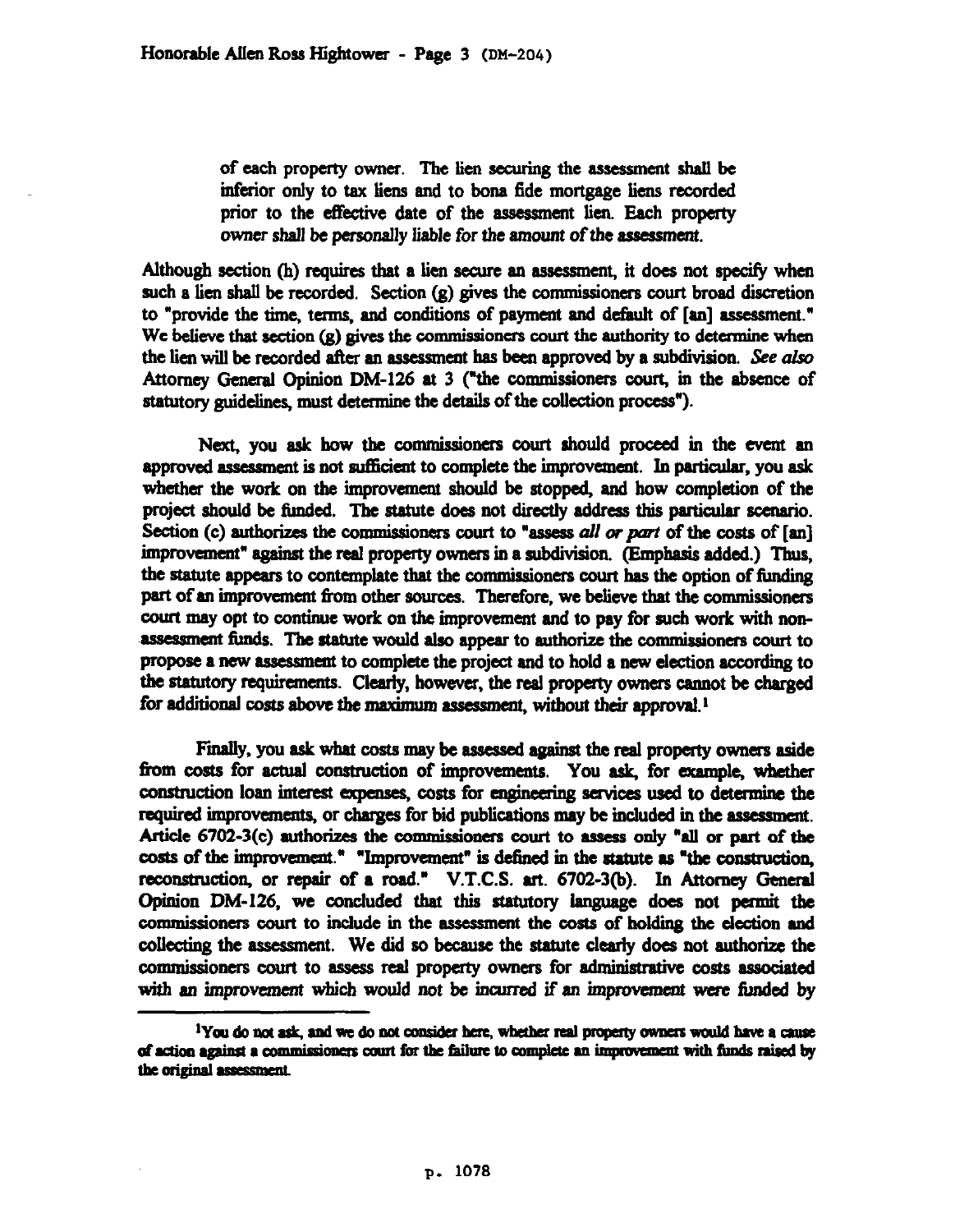> of each property owner. The lien securing the assessment shall be inferior only to tax liens and to bona fide mortgage liens recorded prior to the effective date of the assessment lien. Each property owner *shall be personally liable for the amount of the assessment.*

Although section (h) requires that a lien secure an assessment, it does not specify when such a lien shall be recorded. Section (g) gives the commissioners court broad discretion to "provide the time, terms, and conditions of payment and default of [an] assessment." We believe that section (g) gives the commissioners court the authority to determine when the lien will be recorded after an assessment has been approved by a subdivision. *See also* Attorney General Opinion DM-126 at 3 ("the commissioners court, in the absence of statutory guidelines, must determine the details of the collection process").

Next, you ask how the commissioners court should proceed in the event an approved assessment is not sufficient to complete the improvement. In particular, you ask whether the work on the improvement should be stopped, and how completion of the project should be funded. The statute does not directly address this particular scenario. Section (c) authorizes the commissioners court to "assess *all or part* of the costs of [an] improvement" against the real property owners in a subdivision. (Emphasis added.) Thus, the statute appears to contemplate that the commissioners court has the option of funding part of an improvement from other sources. Therefore, we believe that the commissioners court may opt to continue work on the improvement and to pay for such work with non-assessment funds. The statute would also appear to authorize the commissioners court to propose a new assessment to complete the project and to hold a new election according to the statutory requirements. Clearly, however, the real property owners cannot be charged for additional costs above the maximum assessment, without their approval.[1]

Finally, you ask what costs may be assessed against the real property owners aside from costs for actual construction of improvements. You ask, for example, whether construction loan interest expenses, costs for engineering services used to determine the required improvements, or charges for bid publications may be included in the assessment. Article 6702-3(c) authorizes the commissioners court to assess only "all or part of the costs of the improvement." "Improvement" is defined in the statute as "the construction, reconstruction, or repair of a road." V.T.C.S. art. 6702-3(b). In Attorney General Opinion DM-126, we concluded that this statutory language does not permit the commissioners court to include in the assessment the costs of holding the election and collecting the assessment. We did so because the statute clearly does not authorize the commissioners court to assess real property owners for administrative costs associated with an *improvement* which would not be incurred if an improvement were funded by

---

[1] You do not ask, and we do not consider here, whether real property owners would have a cause of action against a commissioners court for the failure to complete an improvement with funds raised by the original assessment.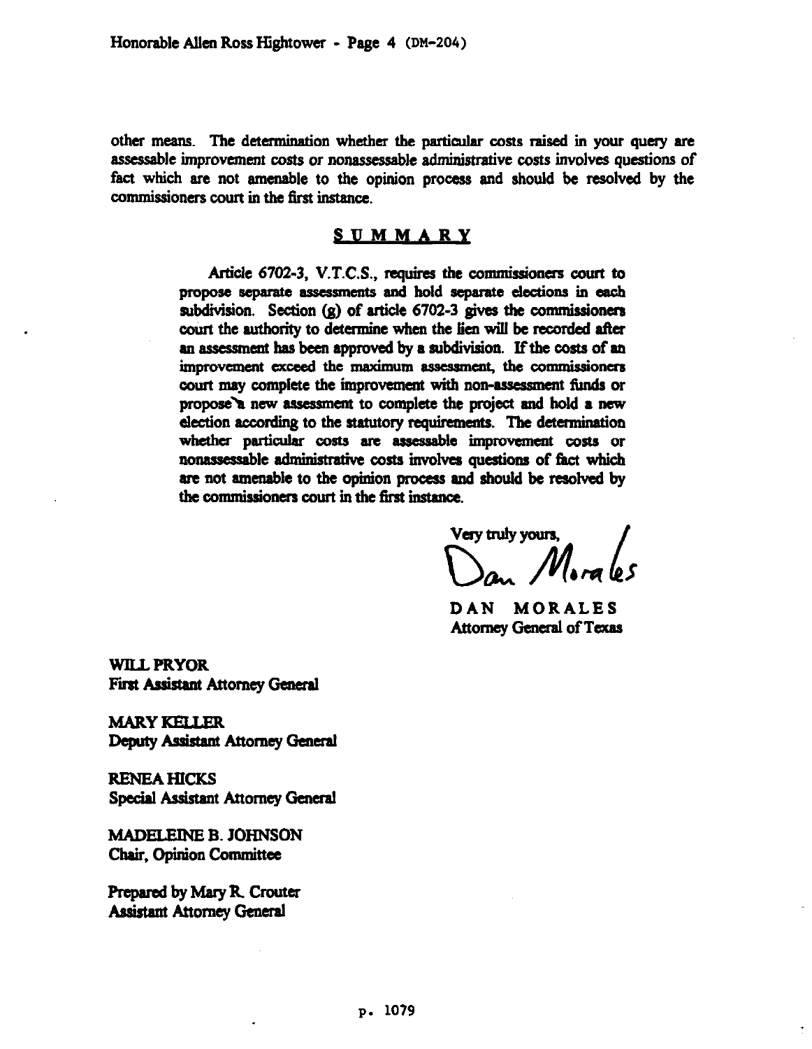other means. The determination whether the particular costs raised in your query are assessable improvement costs or nonassessable administrative costs involves questions of fact which are not amenable to the opinion process and should be resolved by the commissioners court in the first instance.

## SUMMARY

Article 6702-3, V.T.C.S., requires the commissioners court to propose separate assessments and hold separate elections in each subdivision. Section (g) of article 6702-3 gives the commissioners court the authority to determine when the lien will be recorded after an assessment has been approved by a subdivision. If the costs of an improvement exceed the maximum assessment, the commissioners court may complete the improvement with non-assessment funds or propose a new assessment to complete the project and hold a new election according to the statutory requirements. The determination whether particular costs are assessable improvement costs or nonassessable administrative costs involves questions of fact which are not amenable to the opinion process and should be resolved by the commissioners court in the first instance.

Very truly yours,

Dan Morales

DAN MORALES
Attorney General of Texas

WILL PRYOR
First Assistant Attorney General

MARY KELLER
Deputy Assistant Attorney General

RENEA HICKS
Special Assistant Attorney General

MADELEINE B. JOHNSON
Chair, Opinion Committee

Prepared by Mary R. Crouter
Assistant Attorney General